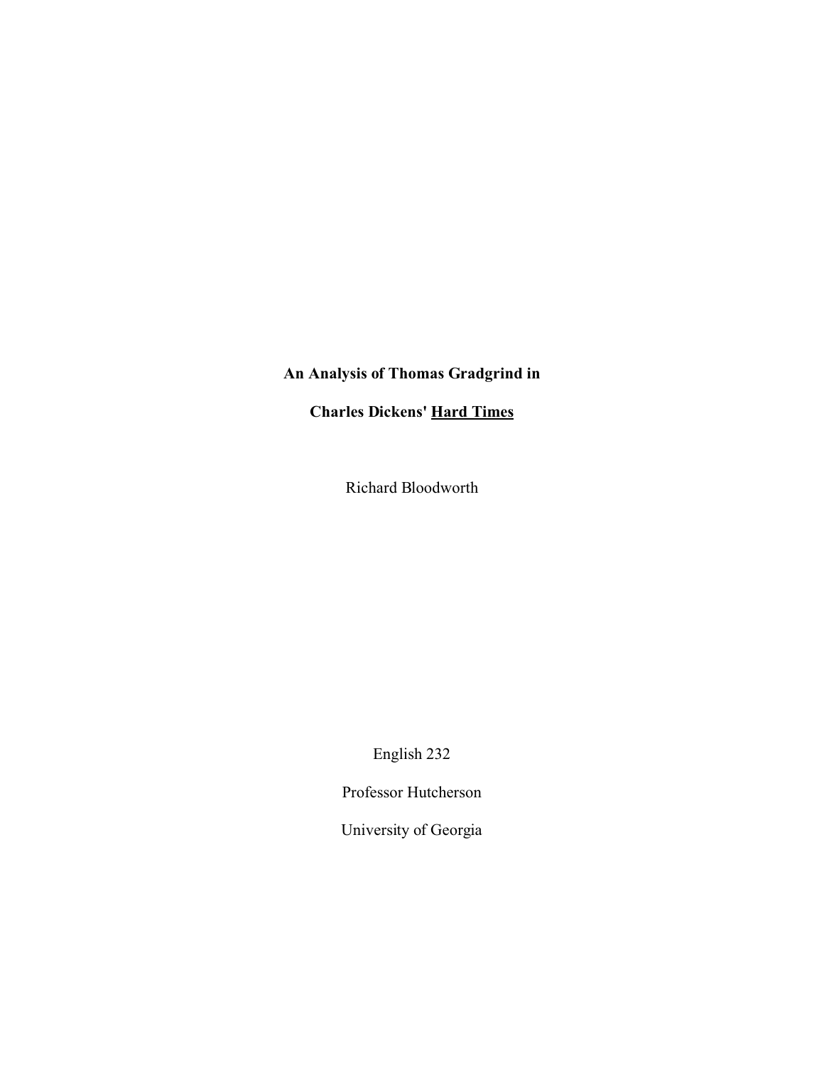**An Analysis of Thomas Gradgrind in**

**Charles Dickens' Hard Times**

Richard Bloodworth

English 232

Professor Hutcherson

University of Georgia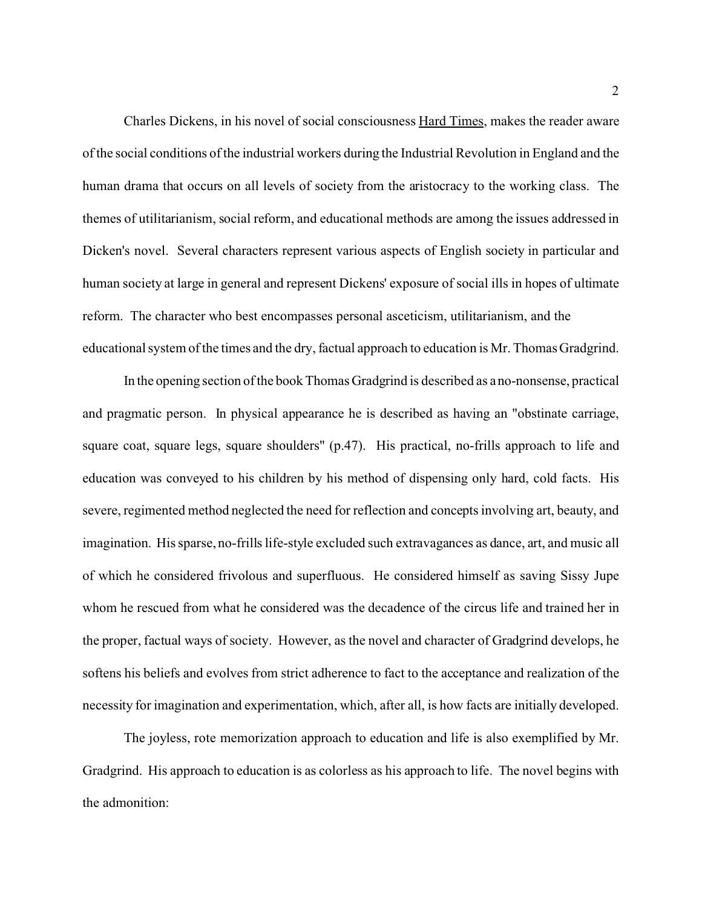Charles Dickens, in his novel of social consciousness Hard Times, makes the reader aware of the social conditions of the industrial workers during the Industrial Revolution in England and the human drama that occurs on all levels of society from the aristocracy to the working class. The themes of utilitarianism, social reform, and educational methods are among the issues addressed in Dicken's novel. Several characters represent various aspects of English society in particular and human society at large in general and represent Dickens' exposure of social ills in hopes of ultimate reform. The character who best encompasses personal asceticism, utilitarianism, and the educational system of the times and the dry, factual approach to education is Mr. Thomas Gradgrind.

In the opening section of the book Thomas Gradgrind is described as a no-nonsense, practical and pragmatic person. In physical appearance he is described as having an "obstinate carriage, square coat, square legs, square shoulders" (p.47). His practical, no-frills approach to life and education was conveyed to his children by his method of dispensing only hard, cold facts. His severe, regimented method neglected the need for reflection and concepts involving art, beauty, and imagination. His sparse, no-frills life-style excluded such extravagances as dance, art, and music all of which he considered frivolous and superfluous. He considered himself as saving Sissy Jupe whom he rescued from what he considered was the decadence of the circus life and trained her in the proper, factual ways of society. However, as the novel and character of Gradgrind develops, he softens his beliefs and evolves from strict adherence to fact to the acceptance and realization of the necessity for imagination and experimentation, which, after all, is how facts are initially developed.

The joyless, rote memorization approach to education and life is also exemplified by Mr. Gradgrind. His approach to education is as colorless as his approach to life. The novel begins with the admonition: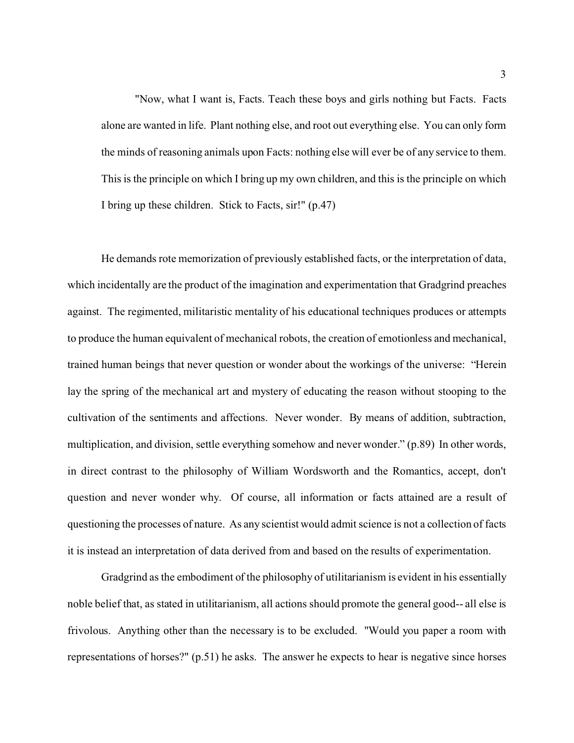> "Now, what I want is, Facts. Teach these boys and girls nothing but Facts. Facts alone are wanted in life. Plant nothing else, and root out everything else. You can only form the minds of reasoning animals upon Facts: nothing else will ever be of any service to them. This is the principle on which I bring up my own children, and this is the principle on which I bring up these children. Stick to Facts, sir!" (p.47)

He demands rote memorization of previously established facts, or the interpretation of data, which incidentally are the product of the imagination and experimentation that Gradgrind preaches against. The regimented, militaristic mentality of his educational techniques produces or attempts to produce the human equivalent of mechanical robots, the creation of emotionless and mechanical, trained human beings that never question or wonder about the workings of the universe: "Herein lay the spring of the mechanical art and mystery of educating the reason without stooping to the cultivation of the sentiments and affections. Never wonder. By means of addition, subtraction, multiplication, and division, settle everything somehow and never wonder." (p.89) In other words, in direct contrast to the philosophy of William Wordsworth and the Romantics, accept, don't question and never wonder why. Of course, all information or facts attained are a result of questioning the processes of nature. As any scientist would admit science is not a collection of facts it is instead an interpretation of data derived from and based on the results of experimentation.

Gradgrind as the embodiment of the philosophy of utilitarianism is evident in his essentially noble belief that, as stated in utilitarianism, all actions should promote the general good-- all else is frivolous. Anything other than the necessary is to be excluded. "Would you paper a room with representations of horses?" (p.51) he asks. The answer he expects to hear is negative since horses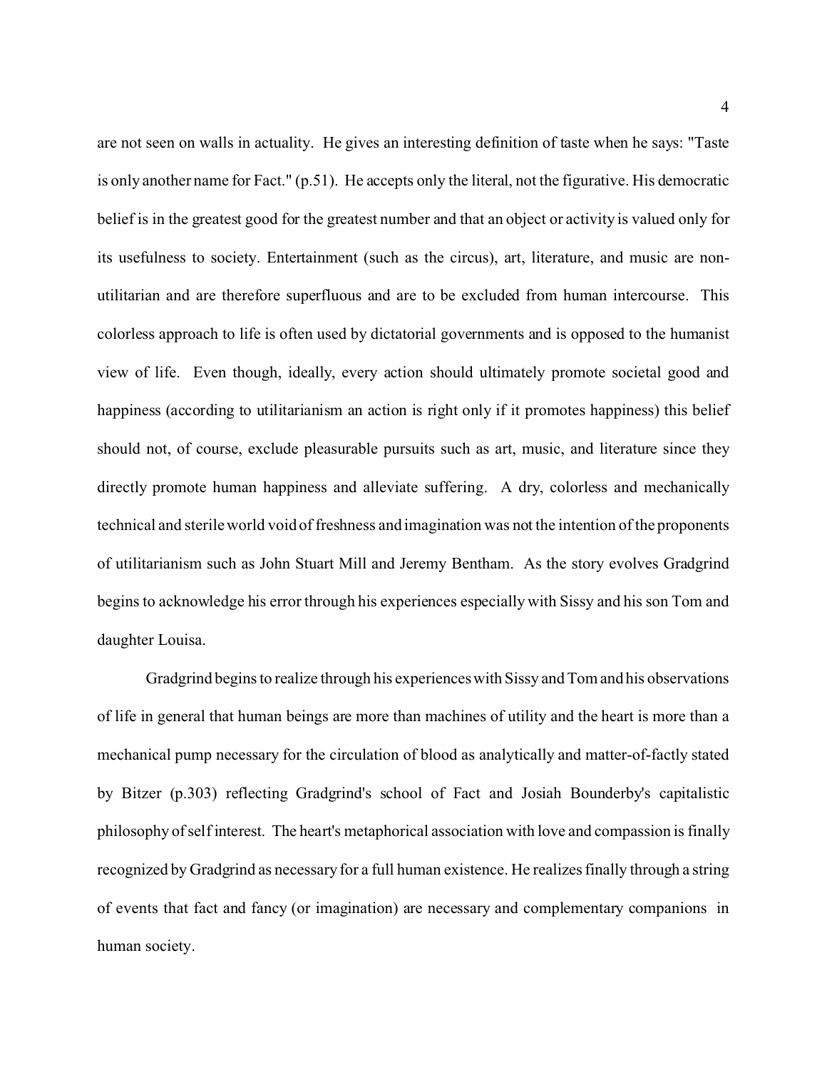are not seen on walls in actuality. He gives an interesting definition of taste when he says: "Taste is only another name for Fact." (p.51). He accepts only the literal, not the figurative. His democratic belief is in the greatest good for the greatest number and that an object or activity is valued only for its usefulness to society. Entertainment (such as the circus), art, literature, and music are non-utilitarian and are therefore superfluous and are to be excluded from human intercourse. This colorless approach to life is often used by dictatorial governments and is opposed to the humanist view of life. Even though, ideally, every action should ultimately promote societal good and happiness (according to utilitarianism an action is right only if it promotes happiness) this belief should not, of course, exclude pleasurable pursuits such as art, music, and literature since they directly promote human happiness and alleviate suffering. A dry, colorless and mechanically technical and sterile world void of freshness and imagination was not the intention of the proponents of utilitarianism such as John Stuart Mill and Jeremy Bentham. As the story evolves Gradgrind begins to acknowledge his error through his experiences especially with Sissy and his son Tom and daughter Louisa.

Gradgrind begins to realize through his experiences with Sissy and Tom and his observations of life in general that human beings are more than machines of utility and the heart is more than a mechanical pump necessary for the circulation of blood as analytically and matter-of-factly stated by Bitzer (p.303) reflecting Gradgrind's school of Fact and Josiah Bounderby's capitalistic philosophy of self interest. The heart's metaphorical association with love and compassion is finally recognized by Gradgrind as necessary for a full human existence. He realizes finally through a string of events that fact and fancy (or imagination) are necessary and complementary companions in human society.